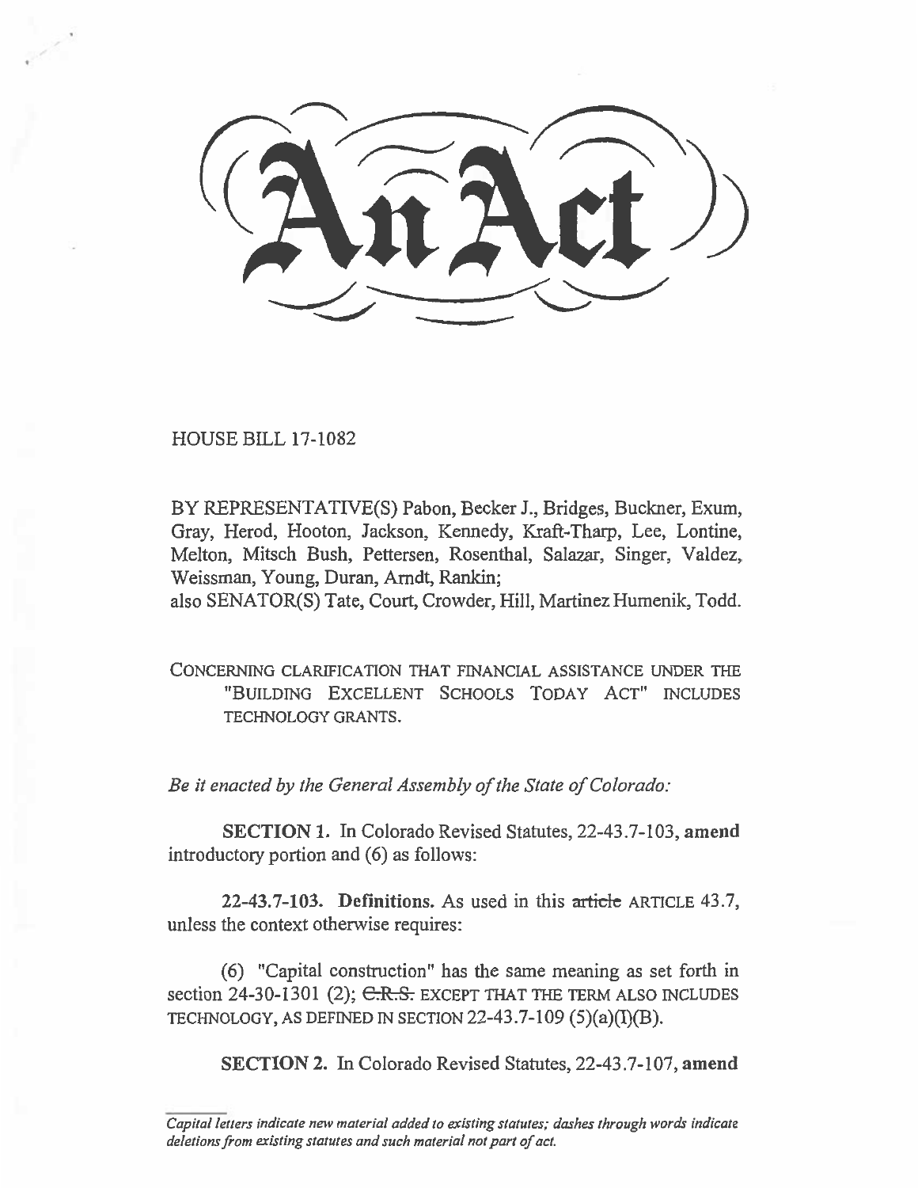# An Act

HOUSE BILL 17-1082

BY REPRESENTATIVE(S) Pabon, Becker J., Bridges, Buckner, Exum, Gray, Herod, Hooton, Jackson, Kennedy, Kraft-Tharp, Lee, Lontine, Melton, Mitsch Bush, Pettersen, Rosenthal, Salazar, Singer, Valdez, Weissman, Young, Duran, Arndt, Rankin;
also SENATOR(S) Tate, Court, Crowder, Hill, Martinez Humenik, Todd.

CONCERNING CLARIFICATION THAT FINANCIAL ASSISTANCE UNDER THE "BUILDING EXCELLENT SCHOOLS TODAY ACT" INCLUDES TECHNOLOGY GRANTS.

*Be it enacted by the General Assembly of the State of Colorado:*

**SECTION 1.** In Colorado Revised Statutes, 22-43.7-103, **amend** introductory portion and (6) as follows:

**22-43.7-103. Definitions.** As used in this ~~article~~ ARTICLE 43.7, unless the context otherwise requires:

(6) "Capital construction" has the same meaning as set forth in section 24-30-1301 (2); ~~C.R.S.~~ EXCEPT THAT THE TERM ALSO INCLUDES TECHNOLOGY, AS DEFINED IN SECTION 22-43.7-109 (5)(a)(I)(B).

**SECTION 2.** In Colorado Revised Statutes, 22-43.7-107, **amend**

*Capital letters indicate new material added to existing statutes; dashes through words indicate deletions from existing statutes and such material not part of act.*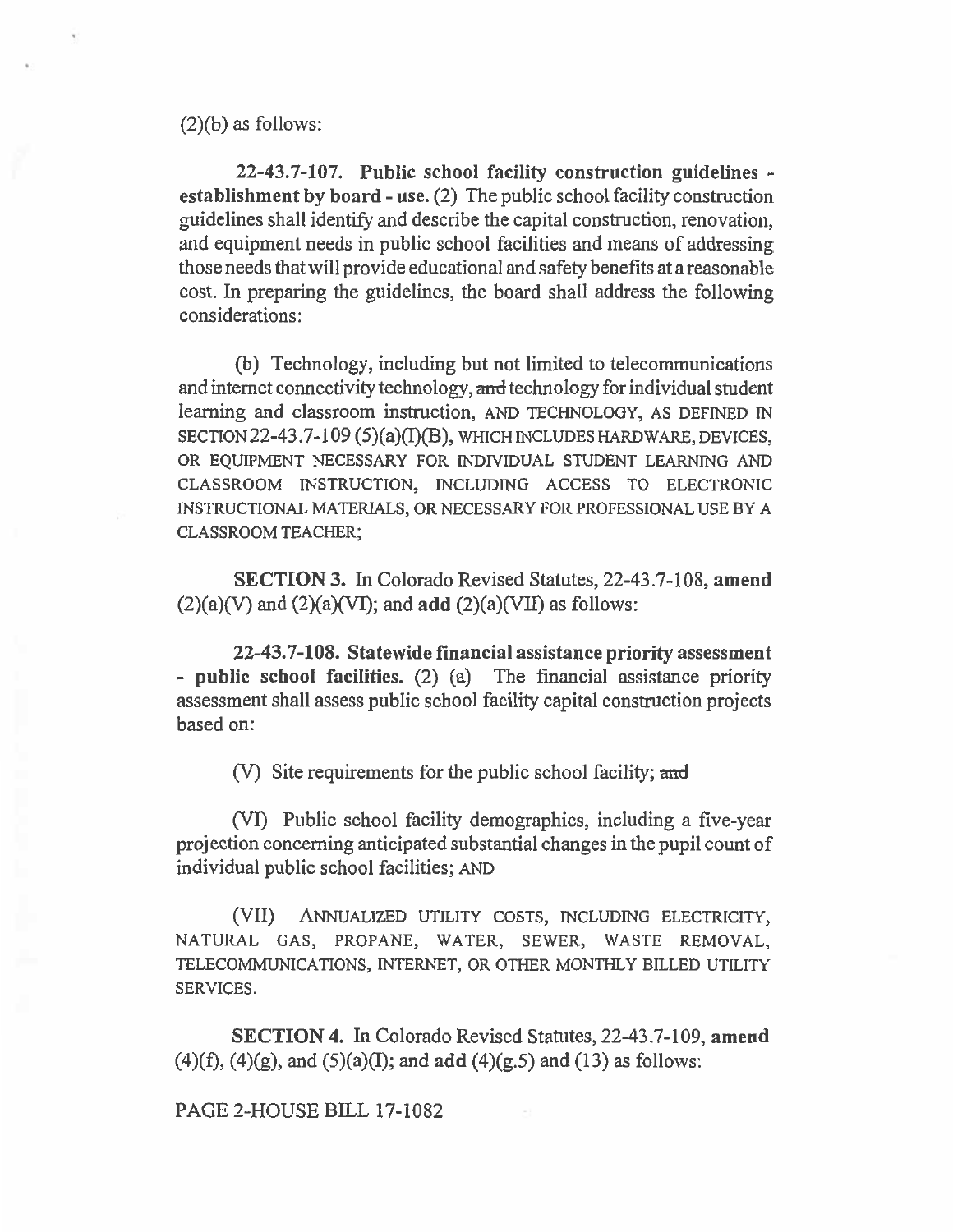(2)(b) as follows:

**22-43.7-107. Public school facility construction guidelines - establishment by board - use.** (2) The public school facility construction guidelines shall identify and describe the capital construction, renovation, and equipment needs in public school facilities and means of addressing those needs that will provide educational and safety benefits at a reasonable cost. In preparing the guidelines, the board shall address the following considerations:

(b) Technology, including but not limited to telecommunications and internet connectivity technology, ~~and~~ technology for individual student learning and classroom instruction, AND TECHNOLOGY, AS DEFINED IN SECTION 22-43.7-109 (5)(a)(I)(B), WHICH INCLUDES HARDWARE, DEVICES, OR EQUIPMENT NECESSARY FOR INDIVIDUAL STUDENT LEARNING AND CLASSROOM INSTRUCTION, INCLUDING ACCESS TO ELECTRONIC INSTRUCTIONAL MATERIALS, OR NECESSARY FOR PROFESSIONAL USE BY A CLASSROOM TEACHER;

**SECTION 3.** In Colorado Revised Statutes, 22-43.7-108, **amend** (2)(a)(V) and (2)(a)(VI); and **add** (2)(a)(VII) as follows:

**22-43.7-108. Statewide financial assistance priority assessment - public school facilities.** (2) (a) The financial assistance priority assessment shall assess public school facility capital construction projects based on:

(V) Site requirements for the public school facility; ~~and~~

(VI) Public school facility demographics, including a five-year projection concerning anticipated substantial changes in the pupil count of individual public school facilities; AND

(VII) ANNUALIZED UTILITY COSTS, INCLUDING ELECTRICITY, NATURAL GAS, PROPANE, WATER, SEWER, WASTE REMOVAL, TELECOMMUNICATIONS, INTERNET, OR OTHER MONTHLY BILLED UTILITY SERVICES.

**SECTION 4.** In Colorado Revised Statutes, 22-43.7-109, **amend** (4)(f), (4)(g), and (5)(a)(I); and **add** (4)(g.5) and (13) as follows: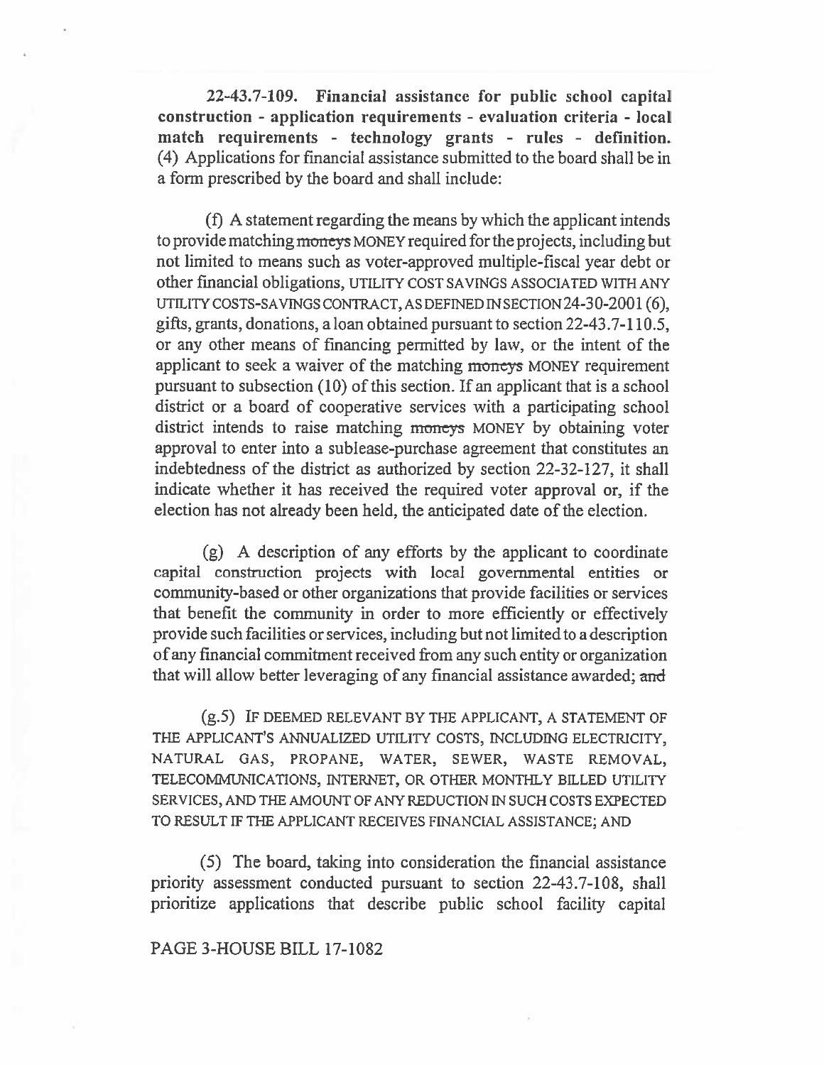**22-43.7-109. Financial assistance for public school capital construction - application requirements - evaluation criteria - local match requirements - technology grants - rules - definition.** (4) Applications for financial assistance submitted to the board shall be in a form prescribed by the board and shall include:

(f) A statement regarding the means by which the applicant intends to provide matching ~~moneys~~ MONEY required for the projects, including but not limited to means such as voter-approved multiple-fiscal year debt or other financial obligations, UTILITY COST SAVINGS ASSOCIATED WITH ANY UTILITY COSTS-SAVINGS CONTRACT, AS DEFINED IN SECTION 24-30-2001 (6), gifts, grants, donations, a loan obtained pursuant to section 22-43.7-110.5, or any other means of financing permitted by law, or the intent of the applicant to seek a waiver of the matching ~~moneys~~ MONEY requirement pursuant to subsection (10) of this section. If an applicant that is a school district or a board of cooperative services with a participating school district intends to raise matching ~~moneys~~ MONEY by obtaining voter approval to enter into a sublease-purchase agreement that constitutes an indebtedness of the district as authorized by section 22-32-127, it shall indicate whether it has received the required voter approval or, if the election has not already been held, the anticipated date of the election.

(g) A description of any efforts by the applicant to coordinate capital construction projects with local governmental entities or community-based or other organizations that provide facilities or services that benefit the community in order to more efficiently or effectively provide such facilities or services, including but not limited to a description of any financial commitment received from any such entity or organization that will allow better leveraging of any financial assistance awarded; ~~and~~

(g.5) IF DEEMED RELEVANT BY THE APPLICANT, A STATEMENT OF THE APPLICANT'S ANNUALIZED UTILITY COSTS, INCLUDING ELECTRICITY, NATURAL GAS, PROPANE, WATER, SEWER, WASTE REMOVAL, TELECOMMUNICATIONS, INTERNET, OR OTHER MONTHLY BILLED UTILITY SERVICES, AND THE AMOUNT OF ANY REDUCTION IN SUCH COSTS EXPECTED TO RESULT IF THE APPLICANT RECEIVES FINANCIAL ASSISTANCE; AND

(5) The board, taking into consideration the financial assistance priority assessment conducted pursuant to section 22-43.7-108, shall prioritize applications that describe public school facility capital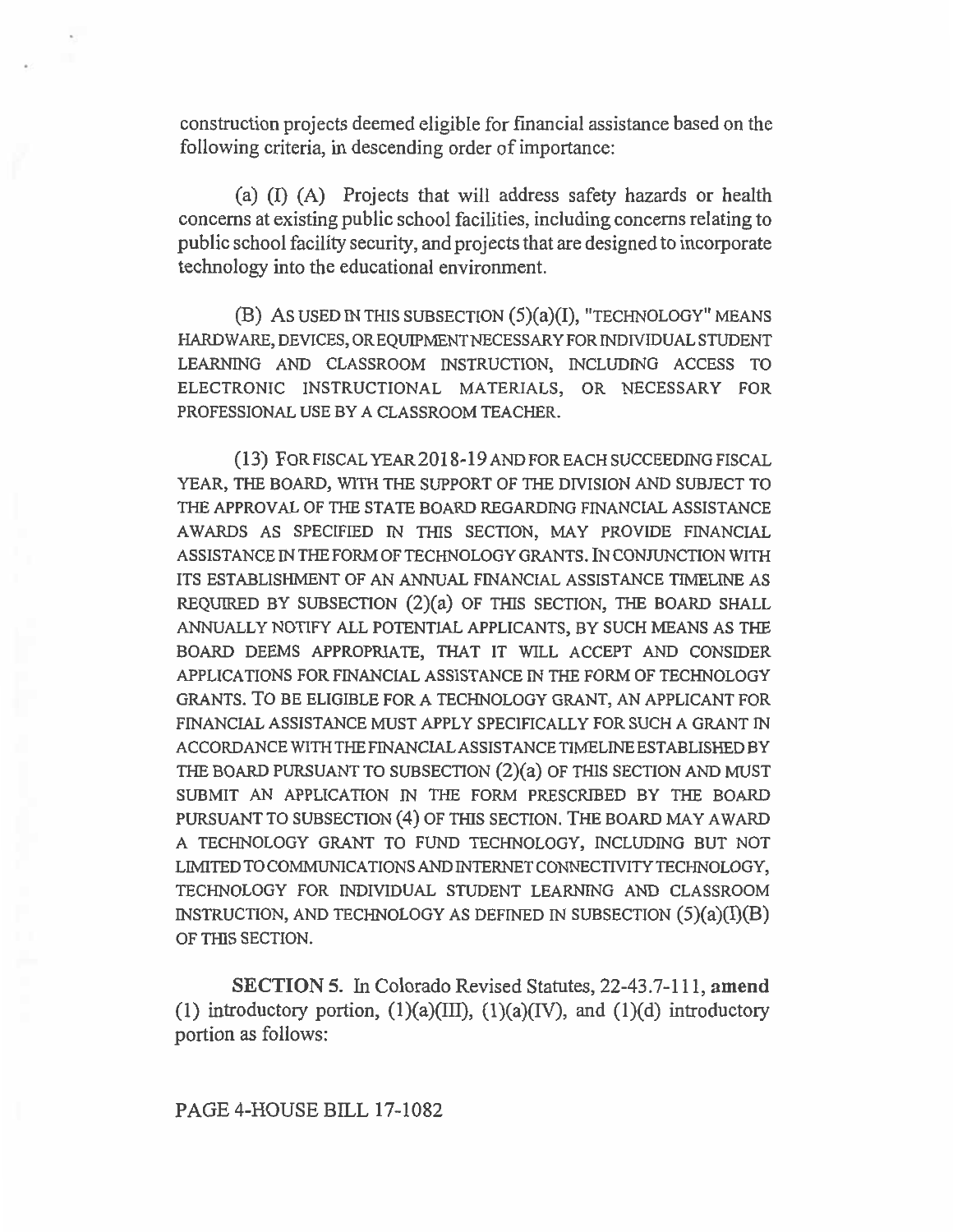construction projects deemed eligible for financial assistance based on the following criteria, in descending order of importance:

(a) (I) (A) Projects that will address safety hazards or health concerns at existing public school facilities, including concerns relating to public school facility security, and projects that are designed to incorporate technology into the educational environment.

(B) AS USED IN THIS SUBSECTION (5)(a)(I), "TECHNOLOGY" MEANS HARDWARE, DEVICES, OR EQUIPMENT NECESSARY FOR INDIVIDUAL STUDENT LEARNING AND CLASSROOM INSTRUCTION, INCLUDING ACCESS TO ELECTRONIC INSTRUCTIONAL MATERIALS, OR NECESSARY FOR PROFESSIONAL USE BY A CLASSROOM TEACHER.

(13) FOR FISCAL YEAR 2018-19 AND FOR EACH SUCCEEDING FISCAL YEAR, THE BOARD, WITH THE SUPPORT OF THE DIVISION AND SUBJECT TO THE APPROVAL OF THE STATE BOARD REGARDING FINANCIAL ASSISTANCE AWARDS AS SPECIFIED IN THIS SECTION, MAY PROVIDE FINANCIAL ASSISTANCE IN THE FORM OF TECHNOLOGY GRANTS. IN CONJUNCTION WITH ITS ESTABLISHMENT OF AN ANNUAL FINANCIAL ASSISTANCE TIMELINE AS REQUIRED BY SUBSECTION (2)(a) OF THIS SECTION, THE BOARD SHALL ANNUALLY NOTIFY ALL POTENTIAL APPLICANTS, BY SUCH MEANS AS THE BOARD DEEMS APPROPRIATE, THAT IT WILL ACCEPT AND CONSIDER APPLICATIONS FOR FINANCIAL ASSISTANCE IN THE FORM OF TECHNOLOGY GRANTS. TO BE ELIGIBLE FOR A TECHNOLOGY GRANT, AN APPLICANT FOR FINANCIAL ASSISTANCE MUST APPLY SPECIFICALLY FOR SUCH A GRANT IN ACCORDANCE WITH THE FINANCIAL ASSISTANCE TIMELINE ESTABLISHED BY THE BOARD PURSUANT TO SUBSECTION (2)(a) OF THIS SECTION AND MUST SUBMIT AN APPLICATION IN THE FORM PRESCRIBED BY THE BOARD PURSUANT TO SUBSECTION (4) OF THIS SECTION. THE BOARD MAY AWARD A TECHNOLOGY GRANT TO FUND TECHNOLOGY, INCLUDING BUT NOT LIMITED TO COMMUNICATIONS AND INTERNET CONNECTIVITY TECHNOLOGY, TECHNOLOGY FOR INDIVIDUAL STUDENT LEARNING AND CLASSROOM INSTRUCTION, AND TECHNOLOGY AS DEFINED IN SUBSECTION (5)(a)(I)(B) OF THIS SECTION.

**SECTION 5.** In Colorado Revised Statutes, 22-43.7-111, **amend** (1) introductory portion, (1)(a)(III), (1)(a)(IV), and (1)(d) introductory portion as follows: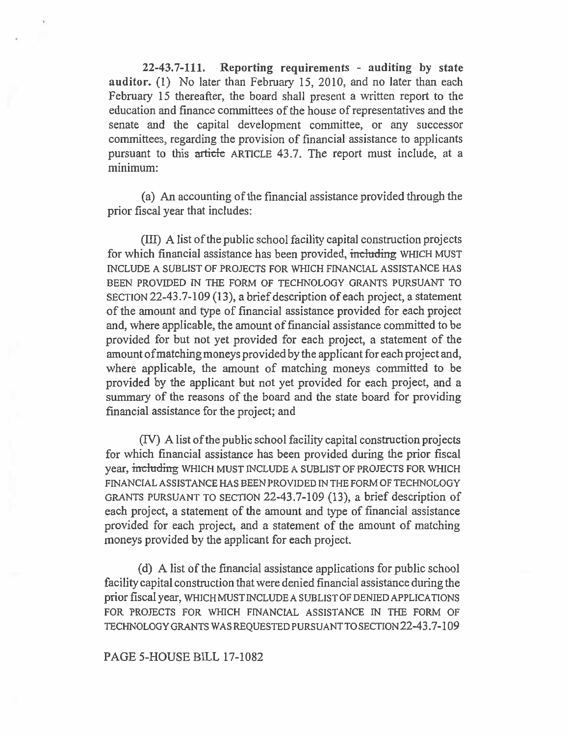**22-43.7-111. Reporting requirements - auditing by state auditor.** (1) No later than February 15, 2010, and no later than each February 15 thereafter, the board shall present a written report to the education and finance committees of the house of representatives and the senate and the capital development committee, or any successor committees, regarding the provision of financial assistance to applicants pursuant to this ~~article~~ ARTICLE 43.7. The report must include, at a minimum:

(a) An accounting of the financial assistance provided through the prior fiscal year that includes:

(III) A list of the public school facility capital construction projects for which financial assistance has been provided, ~~including~~ WHICH MUST INCLUDE A SUBLIST OF PROJECTS FOR WHICH FINANCIAL ASSISTANCE HAS BEEN PROVIDED IN THE FORM OF TECHNOLOGY GRANTS PURSUANT TO SECTION 22-43.7-109 (13), a brief description of each project, a statement of the amount and type of financial assistance provided for each project and, where applicable, the amount of financial assistance committed to be provided for but not yet provided for each project, a statement of the amount of matching moneys provided by the applicant for each project and, where applicable, the amount of matching moneys committed to be provided by the applicant but not yet provided for each project, and a summary of the reasons of the board and the state board for providing financial assistance for the project; and

(IV) A list of the public school facility capital construction projects for which financial assistance has been provided during the prior fiscal year, ~~including~~ WHICH MUST INCLUDE A SUBLIST OF PROJECTS FOR WHICH FINANCIAL ASSISTANCE HAS BEEN PROVIDED IN THE FORM OF TECHNOLOGY GRANTS PURSUANT TO SECTION 22-43.7-109 (13), a brief description of each project, a statement of the amount and type of financial assistance provided for each project, and a statement of the amount of matching moneys provided by the applicant for each project.

(d) A list of the financial assistance applications for public school facility capital construction that were denied financial assistance during the prior fiscal year, WHICH MUST INCLUDE A SUBLIST OF DENIED APPLICATIONS FOR PROJECTS FOR WHICH FINANCIAL ASSISTANCE IN THE FORM OF TECHNOLOGY GRANTS WAS REQUESTED PURSUANT TO SECTION 22-43.7-109

PAGE 5-HOUSE BILL 17-1082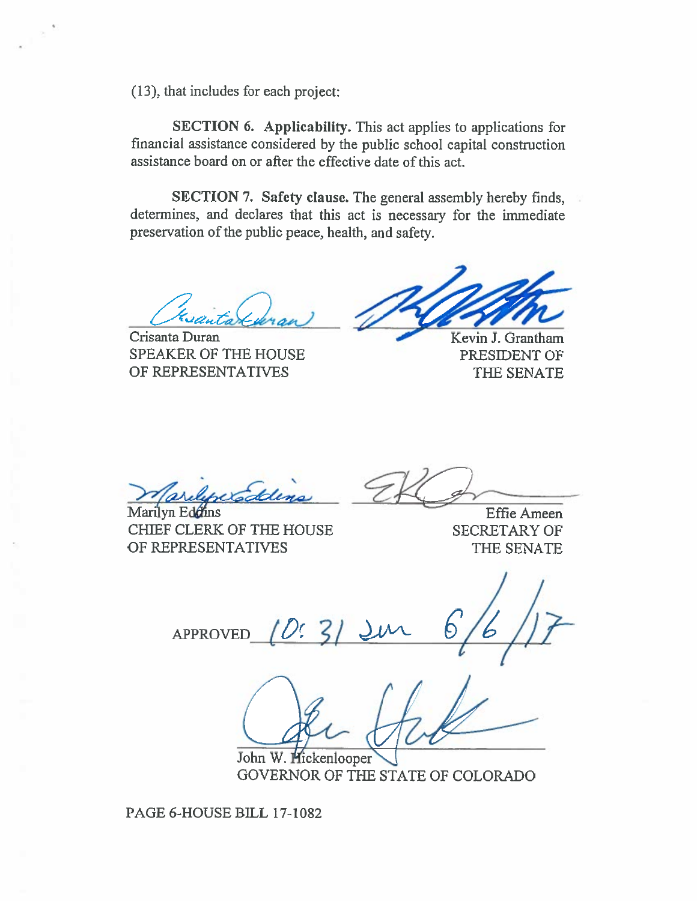(13), that includes for each project:

**SECTION 6. Applicability.** This act applies to applications for financial assistance considered by the public school capital construction assistance board on or after the effective date of this act.

**SECTION 7. Safety clause.** The general assembly hereby finds, determines, and declares that this act is necessary for the immediate preservation of the public peace, health, and safety.

Crisanta Duran
SPEAKER OF THE HOUSE
OF REPRESENTATIVES

Kevin J. Grantham
PRESIDENT OF
THE SENATE

Marilyn Eddins
CHIEF CLERK OF THE HOUSE
OF REPRESENTATIVES

Effie Ameen
SECRETARY OF
THE SENATE

APPROVED 10:31 Jun 6/6/17

John W. Hickenlooper
GOVERNOR OF THE STATE OF COLORADO

PAGE 6-HOUSE BILL 17-1082